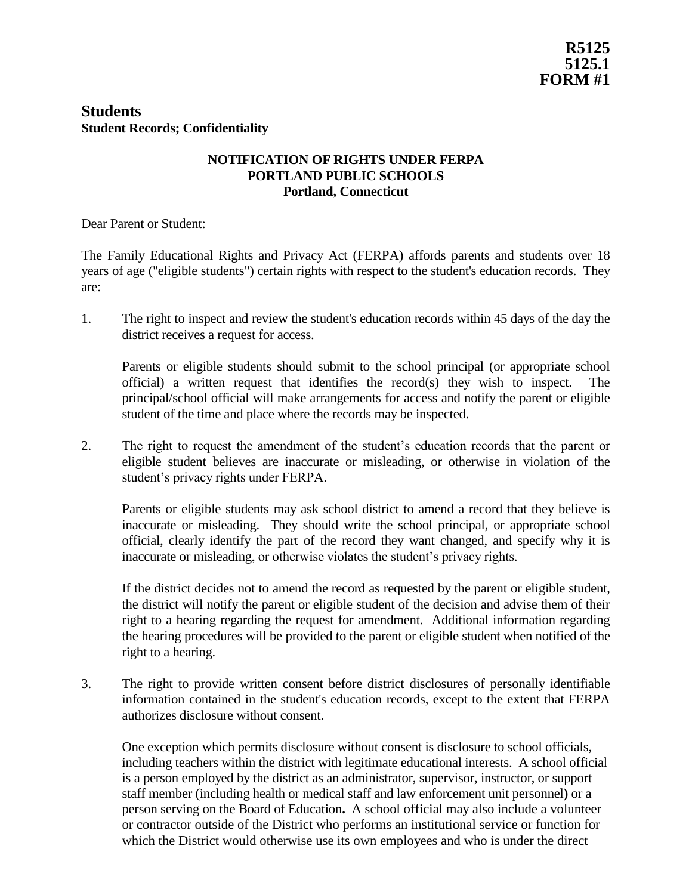**R5125**
**5125.1**
**FORM #1**

# Students

**Student Records; Confidentiality**

**NOTIFICATION OF RIGHTS UNDER FERPA**
**PORTLAND PUBLIC SCHOOLS**
**Portland, Connecticut**

Dear Parent or Student:

The Family Educational Rights and Privacy Act (FERPA) affords parents and students over 18 years of age ("eligible students") certain rights with respect to the student's education records. They are:

1. The right to inspect and review the student's education records within 45 days of the day the district receives a request for access.

   Parents or eligible students should submit to the school principal (or appropriate school official) a written request that identifies the record(s) they wish to inspect. The principal/school official will make arrangements for access and notify the parent or eligible student of the time and place where the records may be inspected.

2. The right to request the amendment of the student's education records that the parent or eligible student believes are inaccurate or misleading, or otherwise in violation of the student's privacy rights under FERPA.

   Parents or eligible students may ask school district to amend a record that they believe is inaccurate or misleading. They should write the school principal, or appropriate school official, clearly identify the part of the record they want changed, and specify why it is inaccurate or misleading, or otherwise violates the student's privacy rights.

   If the district decides not to amend the record as requested by the parent or eligible student, the district will notify the parent or eligible student of the decision and advise them of their right to a hearing regarding the request for amendment. Additional information regarding the hearing procedures will be provided to the parent or eligible student when notified of the right to a hearing.

3. The right to provide written consent before district disclosures of personally identifiable information contained in the student's education records, except to the extent that FERPA authorizes disclosure without consent.

   One exception which permits disclosure without consent is disclosure to school officials, including teachers within the district with legitimate educational interests. A school official is a person employed by the district as an administrator, supervisor, instructor, or support staff member (including health or medical staff and law enforcement unit personnel**)** or a person serving on the Board of Education**.** A school official may also include a volunteer or contractor outside of the District who performs an institutional service or function for which the District would otherwise use its own employees and who is under the direct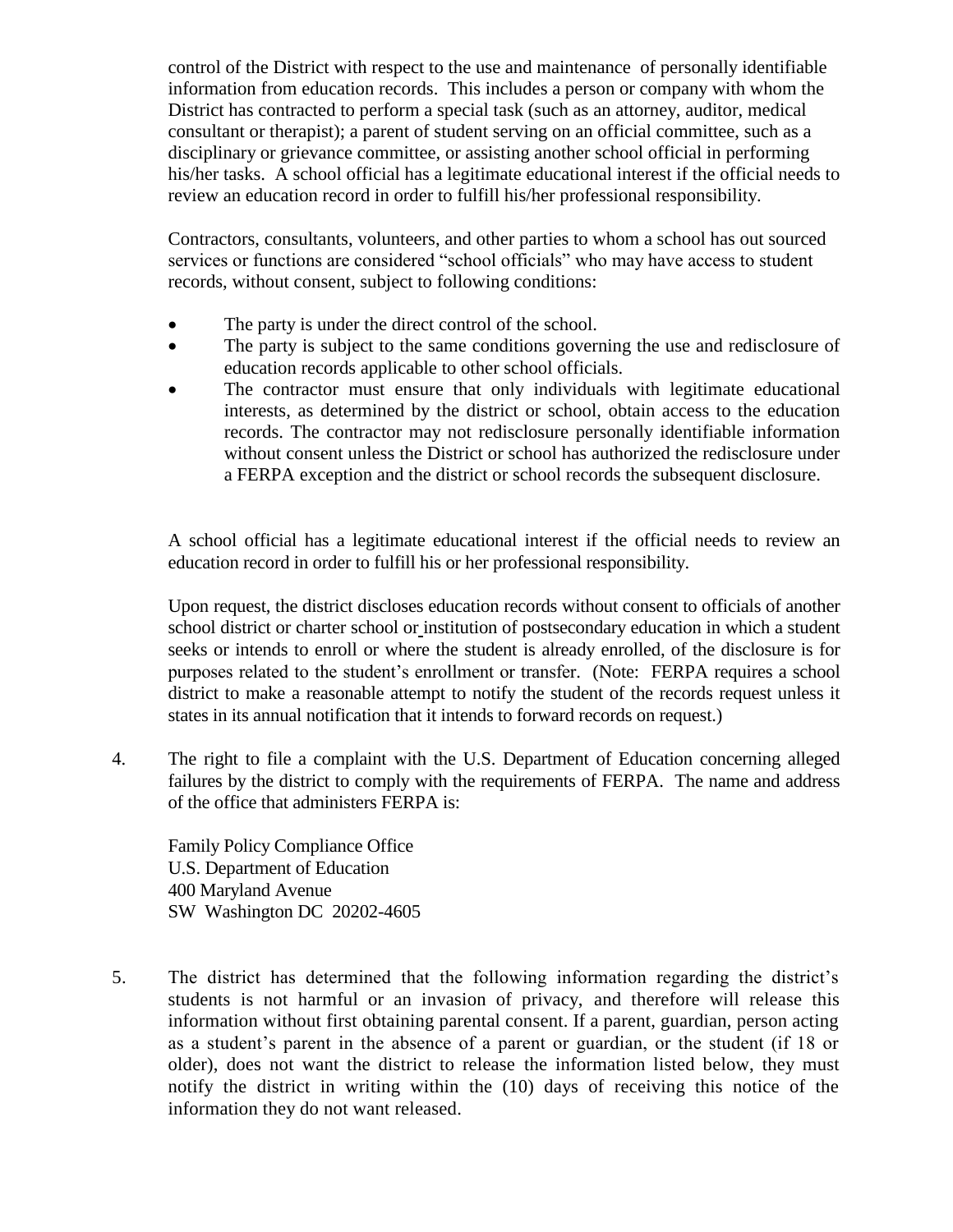control of the District with respect to the use and maintenance of personally identifiable information from education records. This includes a person or company with whom the District has contracted to perform a special task (such as an attorney, auditor, medical consultant or therapist); a parent of student serving on an official committee, such as a disciplinary or grievance committee, or assisting another school official in performing his/her tasks. A school official has a legitimate educational interest if the official needs to review an education record in order to fulfill his/her professional responsibility.

Contractors, consultants, volunteers, and other parties to whom a school has out sourced services or functions are considered "school officials" who may have access to student records, without consent, subject to following conditions:

- The party is under the direct control of the school.
- The party is subject to the same conditions governing the use and redisclosure of education records applicable to other school officials.
- The contractor must ensure that only individuals with legitimate educational interests, as determined by the district or school, obtain access to the education records. The contractor may not redisclosure personally identifiable information without consent unless the District or school has authorized the redisclosure under a FERPA exception and the district or school records the subsequent disclosure.

A school official has a legitimate educational interest if the official needs to review an education record in order to fulfill his or her professional responsibility.

Upon request, the district discloses education records without consent to officials of another school district or charter school or institution of postsecondary education in which a student seeks or intends to enroll or where the student is already enrolled, of the disclosure is for purposes related to the student's enrollment or transfer. (Note: FERPA requires a school district to make a reasonable attempt to notify the student of the records request unless it states in its annual notification that it intends to forward records on request.)

4. The right to file a complaint with the U.S. Department of Education concerning alleged failures by the district to comply with the requirements of FERPA. The name and address of the office that administers FERPA is:

   Family Policy Compliance Office
   U.S. Department of Education
   400 Maryland Avenue
   SW Washington DC 20202-4605

5. The district has determined that the following information regarding the district's students is not harmful or an invasion of privacy, and therefore will release this information without first obtaining parental consent. If a parent, guardian, person acting as a student's parent in the absence of a parent or guardian, or the student (if 18 or older), does not want the district to release the information listed below, they must notify the district in writing within the (10) days of receiving this notice of the information they do not want released.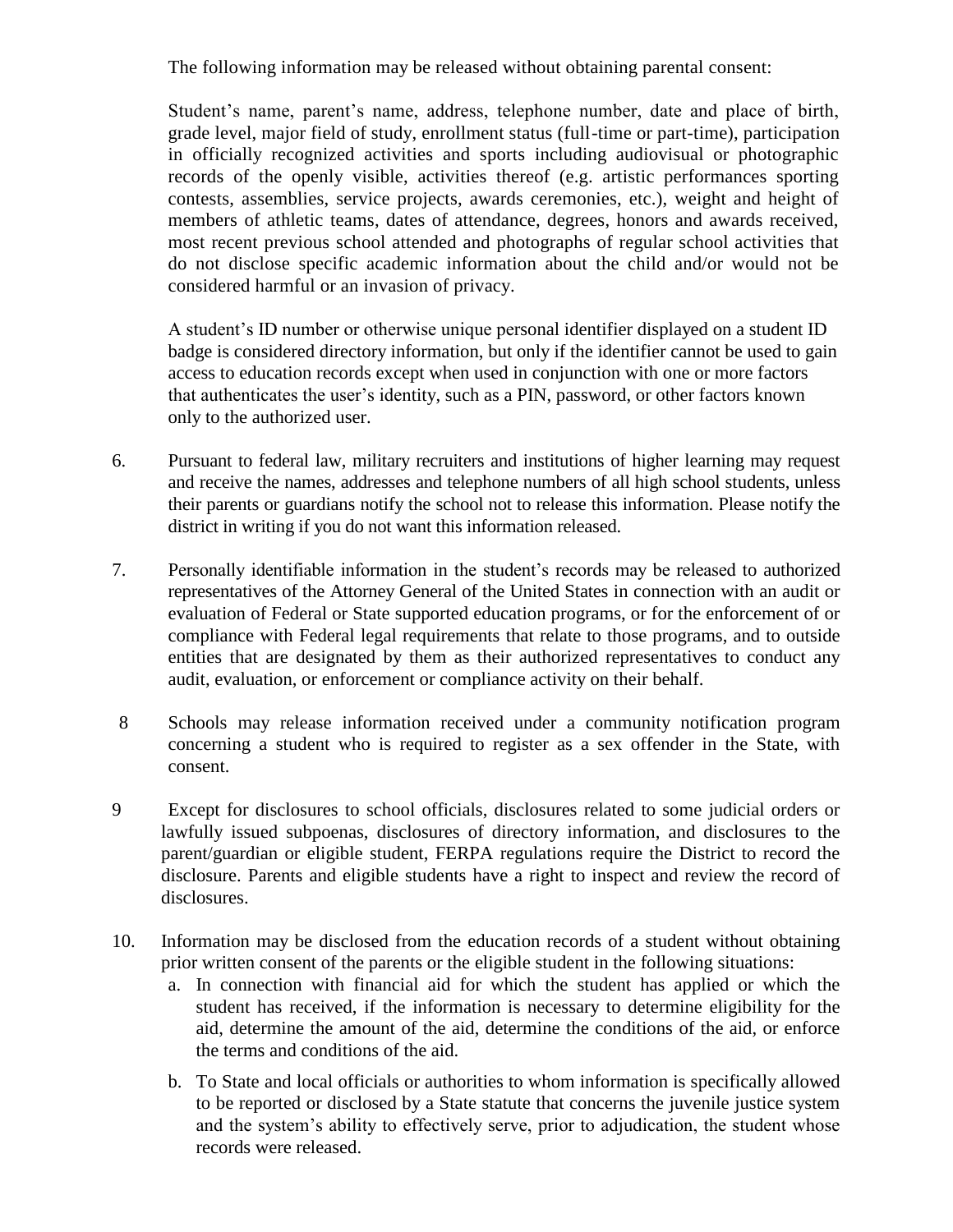The following information may be released without obtaining parental consent:

Student's name, parent's name, address, telephone number, date and place of birth, grade level, major field of study, enrollment status (full-time or part-time), participation in officially recognized activities and sports including audiovisual or photographic records of the openly visible, activities thereof (e.g. artistic performances sporting contests, assemblies, service projects, awards ceremonies, etc.), weight and height of members of athletic teams, dates of attendance, degrees, honors and awards received, most recent previous school attended and photographs of regular school activities that do not disclose specific academic information about the child and/or would not be considered harmful or an invasion of privacy.

A student's ID number or otherwise unique personal identifier displayed on a student ID badge is considered directory information, but only if the identifier cannot be used to gain access to education records except when used in conjunction with one or more factors that authenticates the user's identity, such as a PIN, password, or other factors known only to the authorized user.

6. Pursuant to federal law, military recruiters and institutions of higher learning may request and receive the names, addresses and telephone numbers of all high school students, unless their parents or guardians notify the school not to release this information. Please notify the district in writing if you do not want this information released.

7. Personally identifiable information in the student's records may be released to authorized representatives of the Attorney General of the United States in connection with an audit or evaluation of Federal or State supported education programs, or for the enforcement of or compliance with Federal legal requirements that relate to those programs, and to outside entities that are designated by them as their authorized representatives to conduct any audit, evaluation, or enforcement or compliance activity on their behalf.

8 Schools may release information received under a community notification program concerning a student who is required to register as a sex offender in the State, with consent.

9 Except for disclosures to school officials, disclosures related to some judicial orders or lawfully issued subpoenas, disclosures of directory information, and disclosures to the parent/guardian or eligible student, FERPA regulations require the District to record the disclosure. Parents and eligible students have a right to inspect and review the record of disclosures.

10. Information may be disclosed from the education records of a student without obtaining prior written consent of the parents or the eligible student in the following situations:
    a. In connection with financial aid for which the student has applied or which the student has received, if the information is necessary to determine eligibility for the aid, determine the amount of the aid, determine the conditions of the aid, or enforce the terms and conditions of the aid.
    b. To State and local officials or authorities to whom information is specifically allowed to be reported or disclosed by a State statute that concerns the juvenile justice system and the system's ability to effectively serve, prior to adjudication, the student whose records were released.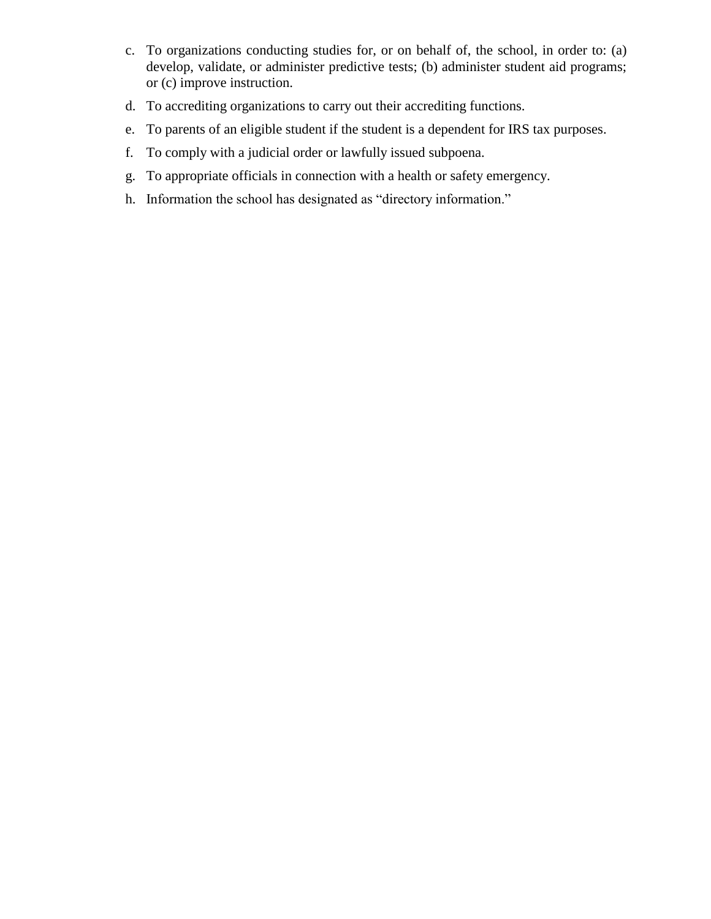c. To organizations conducting studies for, or on behalf of, the school, in order to: (a) develop, validate, or administer predictive tests; (b) administer student aid programs; or (c) improve instruction.
d. To accrediting organizations to carry out their accrediting functions.
e. To parents of an eligible student if the student is a dependent for IRS tax purposes.
f. To comply with a judicial order or lawfully issued subpoena.
g. To appropriate officials in connection with a health or safety emergency.
h. Information the school has designated as “directory information.”